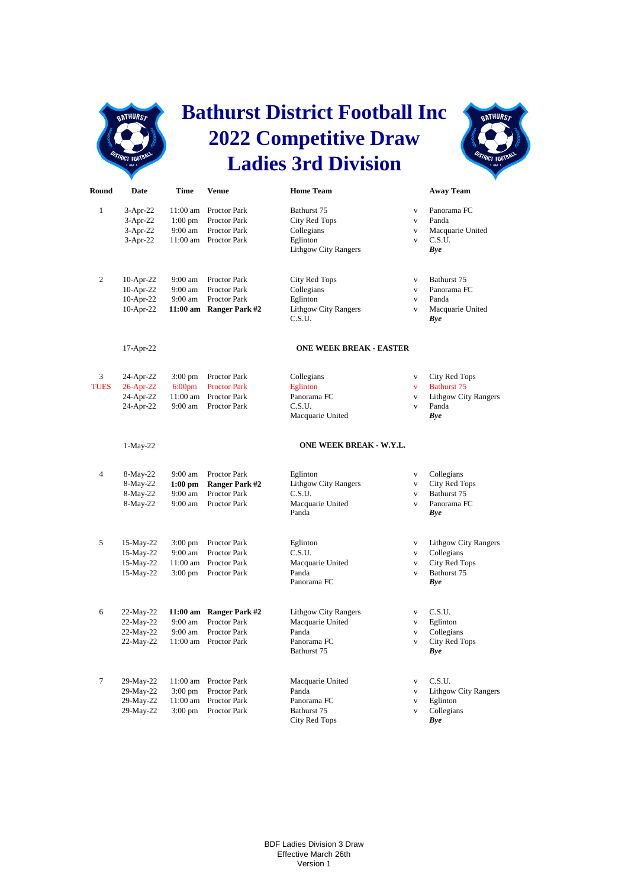# Bathurst District Football Inc
# 2022 Competitive Draw
# Ladies 3rd Division

| Round | Date | Time | Venue | Home Team | | Away Team |
|---|---|---|---|---|---|---|
| 1 | 3-Apr-22 | 11:00 am | Proctor Park | Bathurst 75 | v | Panorama FC |
| | 3-Apr-22 | 1:00 pm | Proctor Park | City Red Tops | v | Panda |
| | 3-Apr-22 | 9:00 am | Proctor Park | Collegians | v | Macquarie United |
| | 3-Apr-22 | 11:00 am | Proctor Park | Eglinton | v | C.S.U. |
| | | | | Lithgow City Rangers | | ***Bye*** |
| 2 | 10-Apr-22 | 9:00 am | Proctor Park | City Red Tops | v | Bathurst 75 |
| | 10-Apr-22 | 9:00 am | Proctor Park | Collegians | v | Panorama FC |
| | 10-Apr-22 | 9:00 am | Proctor Park | Eglinton | v | Panda |
| | 10-Apr-22 | **11:00 am** | **Ranger Park #2** | Lithgow City Rangers | v | Macquarie United |
| | | | | C.S.U. | | ***Bye*** |
| | 17-Apr-22 | | | **ONE WEEK BREAK - EASTER** | | |
| 3 | 24-Apr-22 | 3:00 pm | Proctor Park | Collegians | v | City Red Tops |
| TUES | 26-Apr-22 | 6:00pm | Proctor Park | Eglinton | v | Bathurst 75 |
| | 24-Apr-22 | 11:00 am | Proctor Park | Panorama FC | v | Lithgow City Rangers |
| | 24-Apr-22 | 9:00 am | Proctor Park | C.S.U. | v | Panda |
| | | | | Macquarie United | | ***Bye*** |
| | 1-May-22 | | | **ONE WEEK BREAK - W.Y.L.** | | |
| 4 | 8-May-22 | 9:00 am | Proctor Park | Eglinton | v | Collegians |
| | 8-May-22 | **1:00 pm** | **Ranger Park #2** | Lithgow City Rangers | v | City Red Tops |
| | 8-May-22 | 9:00 am | Proctor Park | C.S.U. | v | Bathurst 75 |
| | 8-May-22 | 9:00 am | Proctor Park | Macquarie United | v | Panorama FC |
| | | | | Panda | | ***Bye*** |
| 5 | 15-May-22 | 3:00 pm | Proctor Park | Eglinton | v | Lithgow City Rangers |
| | 15-May-22 | 9:00 am | Proctor Park | C.S.U. | v | Collegians |
| | 15-May-22 | 11:00 am | Proctor Park | Macquarie United | v | City Red Tops |
| | 15-May-22 | 3:00 pm | Proctor Park | Panda | v | Bathurst 75 |
| | | | | Panorama FC | | ***Bye*** |
| 6 | 22-May-22 | **11:00 am** | **Ranger Park #2** | Lithgow City Rangers | v | C.S.U. |
| | 22-May-22 | 9:00 am | Proctor Park | Macquarie United | v | Eglinton |
| | 22-May-22 | 9:00 am | Proctor Park | Panda | v | Collegians |
| | 22-May-22 | 11:00 am | Proctor Park | Panorama FC | v | City Red Tops |
| | | | | Bathurst 75 | | ***Bye*** |
| 7 | 29-May-22 | 11:00 am | Proctor Park | Macquarie United | v | C.S.U. |
| | 29-May-22 | 3:00 pm | Proctor Park | Panda | v | Lithgow City Rangers |
| | 29-May-22 | 11:00 am | Proctor Park | Panorama FC | v | Eglinton |
| | 29-May-22 | 3:00 pm | Proctor Park | Bathurst 75 | v | Collegians |
| | | | | City Red Tops | | ***Bye*** |

BDF Ladies Division 3 Draw
Effective March 26th
Version 1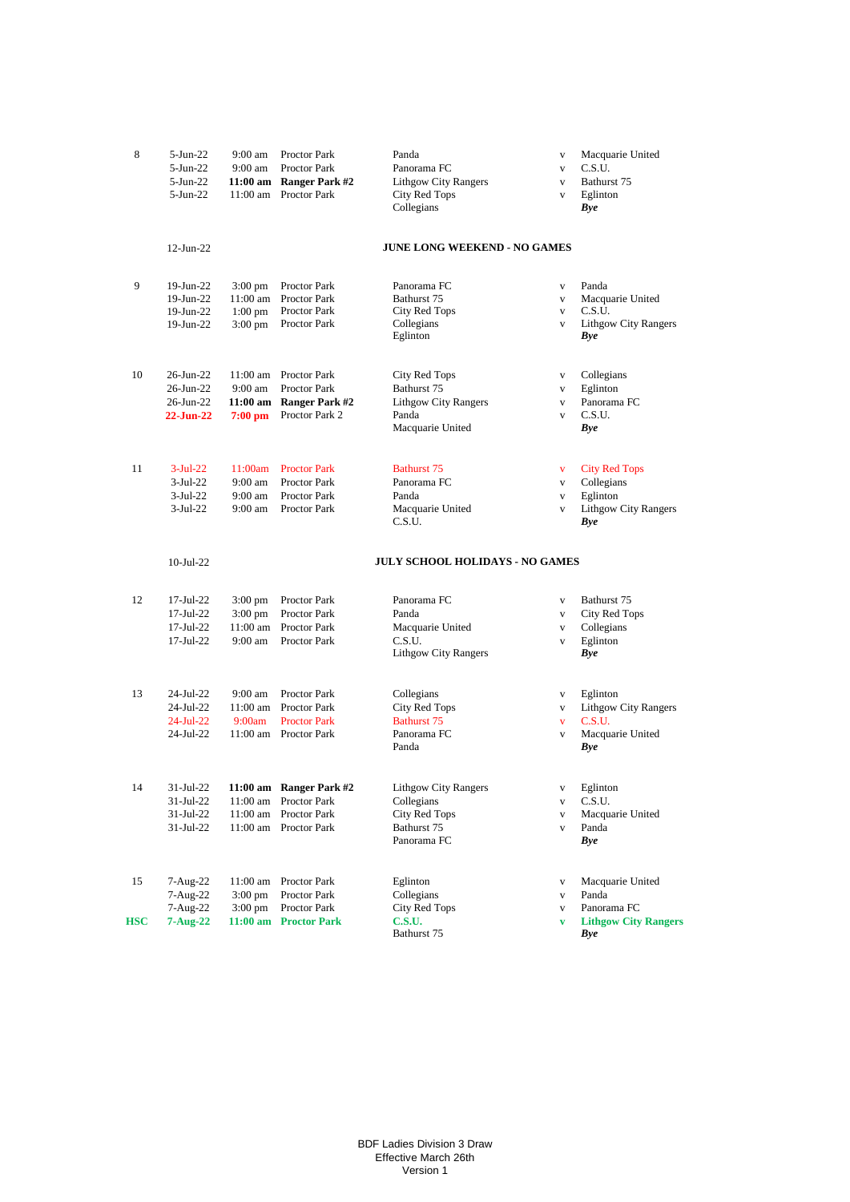| Round | Date | Time | Venue | Home | | Away |
|---|---|---|---|---|---|---|
| 8 | 5-Jun-22 | 9:00 am | Proctor Park | Panda | v | Macquarie United |
| | 5-Jun-22 | 9:00 am | Proctor Park | Panorama FC | v | C.S.U. |
| | 5-Jun-22 | **11:00 am** | **Ranger Park #2** | Lithgow City Rangers | v | Bathurst 75 |
| | 5-Jun-22 | 11:00 am | Proctor Park | City Red Tops | v | Eglinton |
| | | | | Collegians | | ***Bye*** |
| | 12-Jun-22 | | | **JUNE LONG WEEKEND - NO GAMES** | | |
| 9 | 19-Jun-22 | 3:00 pm | Proctor Park | Panorama FC | v | Panda |
| | 19-Jun-22 | 11:00 am | Proctor Park | Bathurst 75 | v | Macquarie United |
| | 19-Jun-22 | 1:00 pm | Proctor Park | City Red Tops | v | C.S.U. |
| | 19-Jun-22 | 3:00 pm | Proctor Park | Collegians | v | Lithgow City Rangers |
| | | | | Eglinton | | ***Bye*** |
| 10 | 26-Jun-22 | 11:00 am | Proctor Park | City Red Tops | v | Collegians |
| | 26-Jun-22 | 9:00 am | Proctor Park | Bathurst 75 | v | Eglinton |
| | 26-Jun-22 | **11:00 am** | **Ranger Park #2** | Lithgow City Rangers | v | Panorama FC |
| | **22-Jun-22** | **7:00 pm** | Proctor Park 2 | Panda | v | C.S.U. |
| | | | | Macquarie United | | ***Bye*** |
| 11 | 3-Jul-22 | 11:00am | Proctor Park | Bathurst 75 | v | City Red Tops |
| | 3-Jul-22 | 9:00 am | Proctor Park | Panorama FC | v | Collegians |
| | 3-Jul-22 | 9:00 am | Proctor Park | Panda | v | Eglinton |
| | 3-Jul-22 | 9:00 am | Proctor Park | Macquarie United | v | Lithgow City Rangers |
| | | | | C.S.U. | | ***Bye*** |
| | 10-Jul-22 | | | **JULY SCHOOL HOLIDAYS - NO GAMES** | | |
| 12 | 17-Jul-22 | 3:00 pm | Proctor Park | Panorama FC | v | Bathurst 75 |
| | 17-Jul-22 | 3:00 pm | Proctor Park | Panda | v | City Red Tops |
| | 17-Jul-22 | 11:00 am | Proctor Park | Macquarie United | v | Collegians |
| | 17-Jul-22 | 9:00 am | Proctor Park | C.S.U. | v | Eglinton |
| | | | | Lithgow City Rangers | | ***Bye*** |
| 13 | 24-Jul-22 | 9:00 am | Proctor Park | Collegians | v | Eglinton |
| | 24-Jul-22 | 11:00 am | Proctor Park | City Red Tops | v | Lithgow City Rangers |
| | 24-Jul-22 | 9:00am | Proctor Park | Bathurst 75 | v | C.S.U. |
| | 24-Jul-22 | 11:00 am | Proctor Park | Panorama FC | v | Macquarie United |
| | | | | Panda | | ***Bye*** |
| 14 | 31-Jul-22 | **11:00 am** | **Ranger Park #2** | Lithgow City Rangers | v | Eglinton |
| | 31-Jul-22 | 11:00 am | Proctor Park | Collegians | v | C.S.U. |
| | 31-Jul-22 | 11:00 am | Proctor Park | City Red Tops | v | Macquarie United |
| | 31-Jul-22 | 11:00 am | Proctor Park | Bathurst 75 | v | Panda |
| | | | | Panorama FC | | ***Bye*** |
| 15 | 7-Aug-22 | 11:00 am | Proctor Park | Eglinton | v | Macquarie United |
| | 7-Aug-22 | 3:00 pm | Proctor Park | Collegians | v | Panda |
| | 7-Aug-22 | 3:00 pm | Proctor Park | City Red Tops | v | Panorama FC |
| **HSC** | **7-Aug-22** | **11:00 am** | **Proctor Park** | **C.S.U.** | **v** | **Lithgow City Rangers** |
| | | | | Bathurst 75 | | ***Bye*** |

BDF Ladies Division 3 Draw
Effective March 26th
Version 1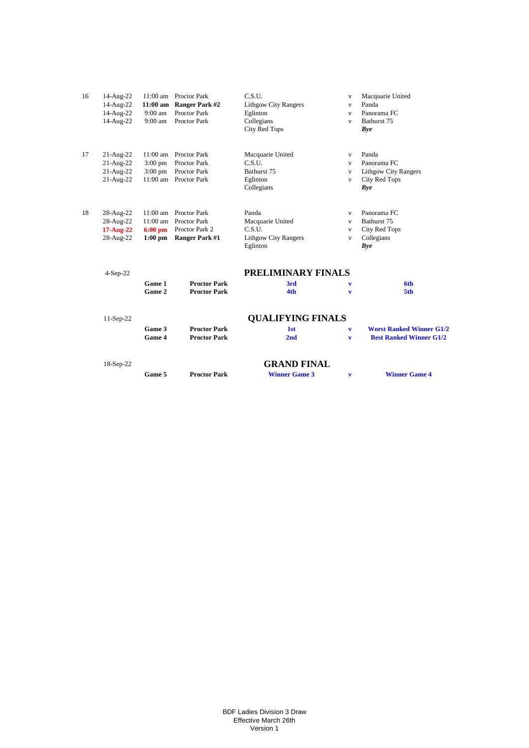| | | | | | | |
|---|---|---|---|---|---|---|
| 16 | 14-Aug-22 | 11:00 am | Proctor Park | C.S.U. | v | Macquarie United |
| | 14-Aug-22 | **11:00 am** | **Ranger Park #2** | Lithgow City Rangers | v | Panda |
| | 14-Aug-22 | 9:00 am | Proctor Park | Eglinton | v | Panorama FC |
| | 14-Aug-22 | 9:00 am | Proctor Park | Collegians | v | Bathurst 75 |
| | | | | City Red Tops | | ***Bye*** |
| 17 | 21-Aug-22 | 11:00 am | Proctor Park | Macquarie United | v | Panda |
| | 21-Aug-22 | 3:00 pm | Proctor Park | C.S.U. | v | Panorama FC |
| | 21-Aug-22 | 3:00 pm | Proctor Park | Bathurst 75 | v | Lithgow City Rangers |
| | 21-Aug-22 | 11:00 am | Proctor Park | Eglinton | v | City Red Tops |
| | | | | Collegians | | ***Bye*** |
| 18 | 28-Aug-22 | 11:00 am | Proctor Park | Panda | v | Panorama FC |
| | 28-Aug-22 | 11:00 am | Proctor Park | Macquarie United | v | Bathurst 75 |
| | **17-Aug-22** | **6:00 pm** | Proctor Park 2 | C.S.U. | v | City Red Tops |
| | 28-Aug-22 | **1:00 pm** | **Ranger Park #1** | Lithgow City Rangers | v | Collegians |
| | | | | Eglinton | | ***Bye*** |

## PRELIMINARY FINALS

4-Sep-22

| | | | | |
|---|---|---|---|---|
| **Game 1** | **Proctor Park** | **3rd** | **v** | **6th** |
| **Game 2** | **Proctor Park** | **4th** | **v** | **5th** |

## QUALIFYING FINALS

11-Sep-22

| | | | | |
|---|---|---|---|---|
| **Game 3** | **Proctor Park** | **1st** | **v** | **Worst Ranked Winner G1/2** |
| **Game 4** | **Proctor Park** | **2nd** | **v** | **Best Ranked Winner G1/2** |

## GRAND FINAL

18-Sep-22

| | | | | |
|---|---|---|---|---|
| **Game 5** | **Proctor Park** | **Winner Game 3** | **v** | **Winner Game 4** |

BDF Ladies Division 3 Draw
Effective March 26th
Version 1